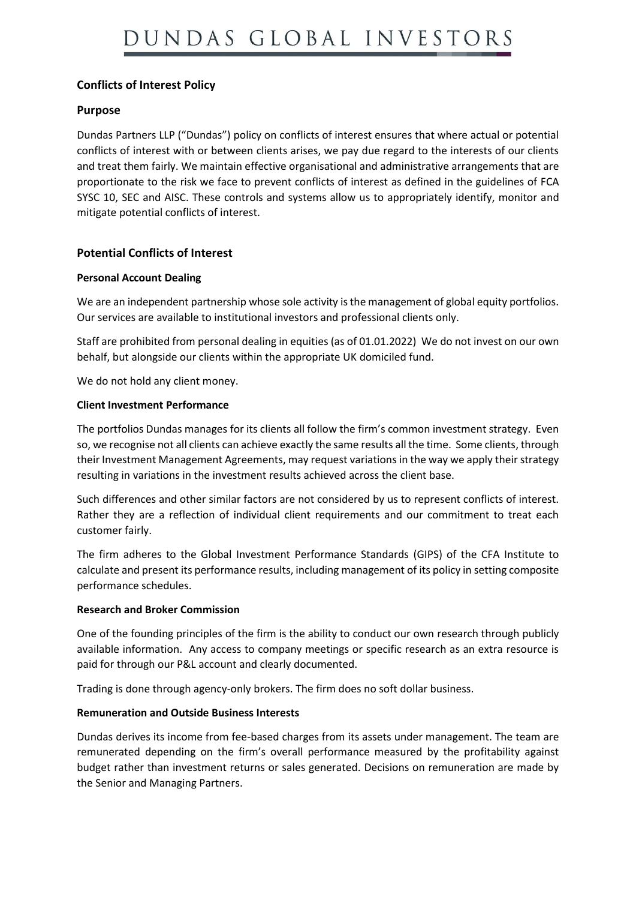# DUNDAS GLOBAL INVESTORS

## Conflicts of Interest Policy

## Purpose

Dundas Partners LLP ("Dundas") policy on conflicts of interest ensures that where actual or potential conflicts of interest with or between clients arises, we pay due regard to the interests of our clients and treat them fairly. We maintain effective organisational and administrative arrangements that are proportionate to the risk we face to prevent conflicts of interest as defined in the guidelines of FCA SYSC 10, SEC and AISC. These controls and systems allow us to appropriately identify, monitor and mitigate potential conflicts of interest.

## Potential Conflicts of Interest

### Personal Account Dealing

We are an independent partnership whose sole activity is the management of global equity portfolios. Our services are available to institutional investors and professional clients only.

Staff are prohibited from personal dealing in equities (as of 01.01.2022) We do not invest on our own behalf, but alongside our clients within the appropriate UK domiciled fund.

We do not hold any client money.

### Client Investment Performance

The portfolios Dundas manages for its clients all follow the firm's common investment strategy. Even so, we recognise not all clients can achieve exactly the same results all the time. Some clients, through their Investment Management Agreements, may request variations in the way we apply their strategy resulting in variations in the investment results achieved across the client base.

Such differences and other similar factors are not considered by us to represent conflicts of interest. Rather they are a reflection of individual client requirements and our commitment to treat each customer fairly.

The firm adheres to the Global Investment Performance Standards (GIPS) of the CFA Institute to calculate and present its performance results, including management of its policy in setting composite performance schedules.

### Research and Broker Commission

One of the founding principles of the firm is the ability to conduct our own research through publicly available information. Any access to company meetings or specific research as an extra resource is paid for through our P&L account and clearly documented.

Trading is done through agency-only brokers. The firm does no soft dollar business.

### Remuneration and Outside Business Interests

Dundas derives its income from fee-based charges from its assets under management. The team are remunerated depending on the firm's overall performance measured by the profitability against budget rather than investment returns or sales generated. Decisions on remuneration are made by the Senior and Managing Partners.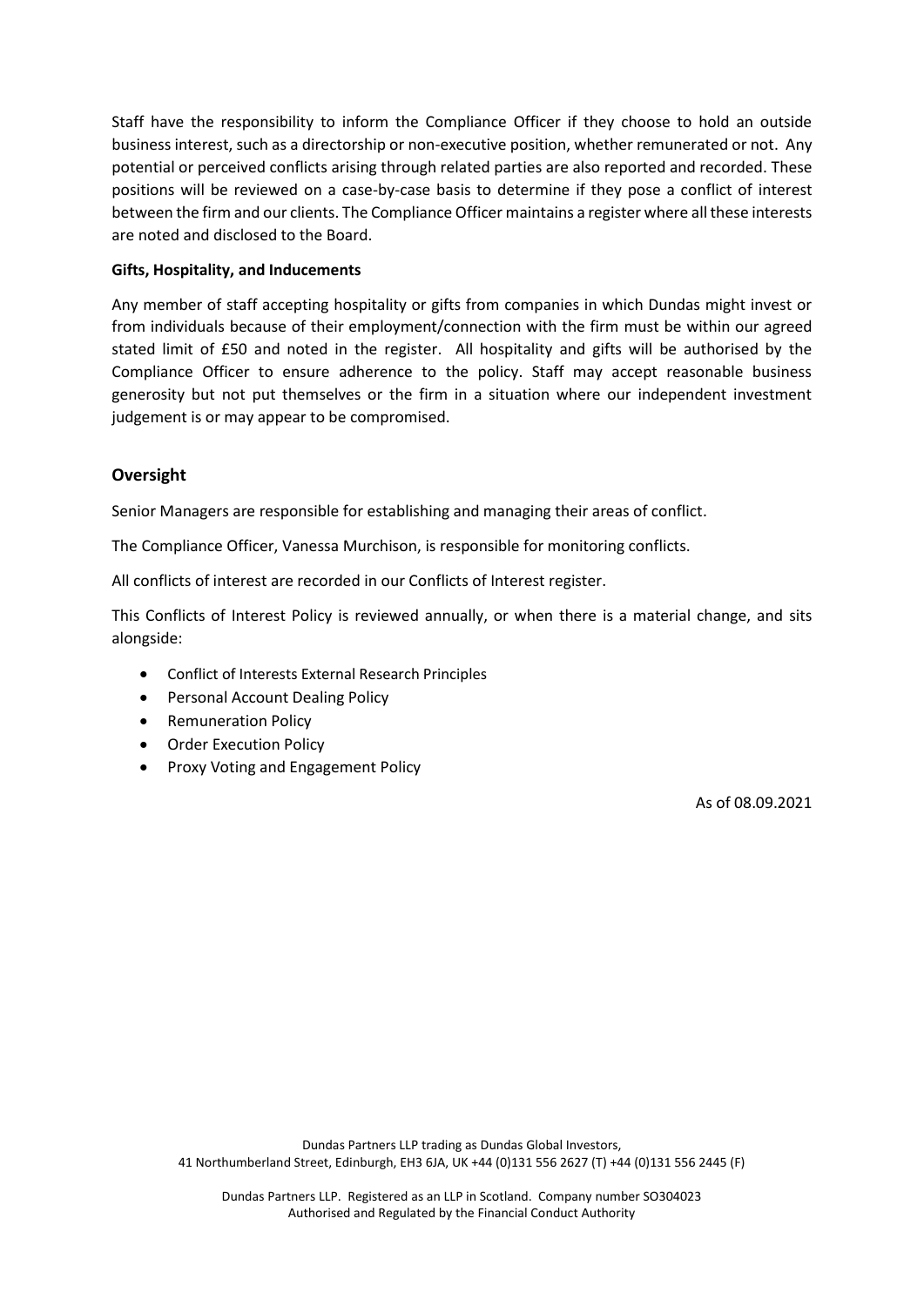Staff have the responsibility to inform the Compliance Officer if they choose to hold an outside business interest, such as a directorship or non-executive position, whether remunerated or not. Any potential or perceived conflicts arising through related parties are also reported and recorded. These positions will be reviewed on a case-by-case basis to determine if they pose a conflict of interest between the firm and our clients. The Compliance Officer maintains a register where all these interests are noted and disclosed to the Board.

**Gifts, Hospitality, and Inducements**

Any member of staff accepting hospitality or gifts from companies in which Dundas might invest or from individuals because of their employment/connection with the firm must be within our agreed stated limit of £50 and noted in the register. All hospitality and gifts will be authorised by the Compliance Officer to ensure adherence to the policy. Staff may accept reasonable business generosity but not put themselves or the firm in a situation where our independent investment judgement is or may appear to be compromised.

## Oversight

Senior Managers are responsible for establishing and managing their areas of conflict.

The Compliance Officer, Vanessa Murchison, is responsible for monitoring conflicts.

All conflicts of interest are recorded in our Conflicts of Interest register.

This Conflicts of Interest Policy is reviewed annually, or when there is a material change, and sits alongside:

- Conflict of Interests External Research Principles
- Personal Account Dealing Policy
- Remuneration Policy
- Order Execution Policy
- Proxy Voting and Engagement Policy

As of 08.09.2021

Dundas Partners LLP trading as Dundas Global Investors,
41 Northumberland Street, Edinburgh, EH3 6JA, UK +44 (0)131 556 2627 (T) +44 (0)131 556 2445 (F)

Dundas Partners LLP. Registered as an LLP in Scotland. Company number SO304023
Authorised and Regulated by the Financial Conduct Authority